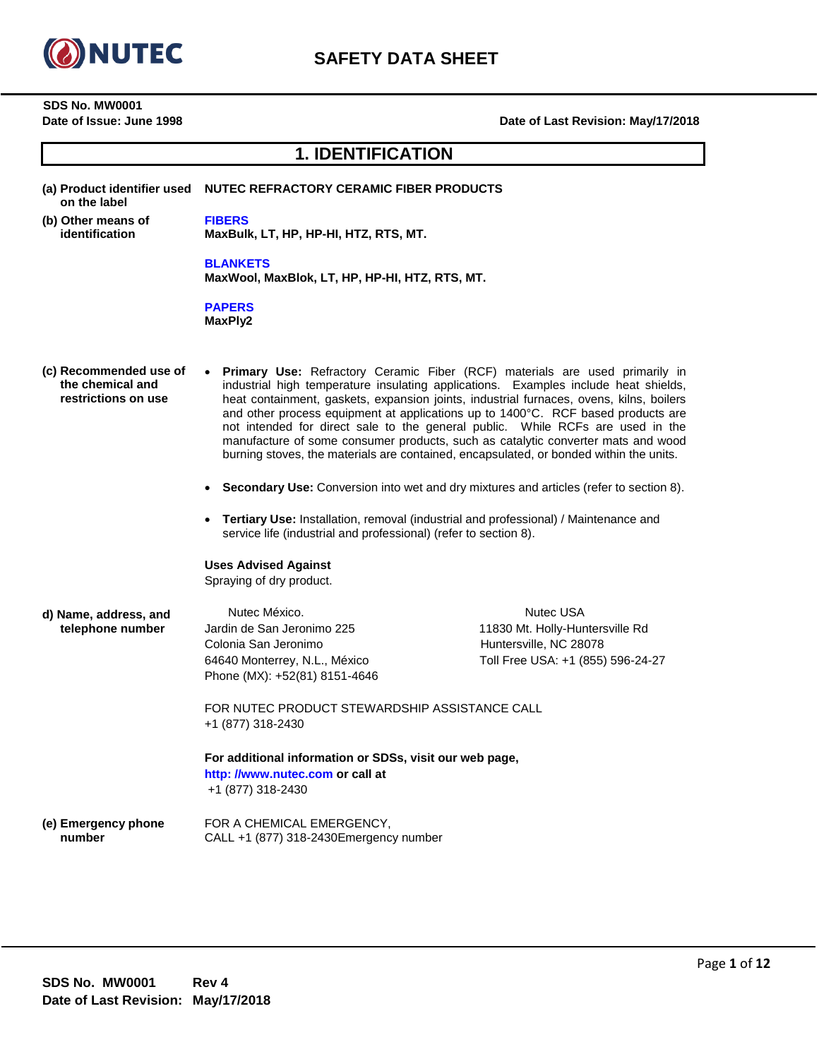# SAFETY DATA SHEET

**SDS No. MW0001**
**Date of Issue: June 1998**

**Date of Last Revision: May/17/2018**

## 1. IDENTIFICATION

**(a) Product identifier used on the label**

**NUTEC REFRACTORY CERAMIC FIBER PRODUCTS**

**(b) Other means of identification**

**FIBERS**
**MaxBulk, LT, HP, HP-HI, HTZ, RTS, MT.**

**BLANKETS**
**MaxWool, MaxBlok, LT, HP, HP-HI, HTZ, RTS, MT.**

**PAPERS**
**MaxPly2**

**(c) Recommended use of the chemical and restrictions on use**

- **Primary Use:** Refractory Ceramic Fiber (RCF) materials are used primarily in industrial high temperature insulating applications. Examples include heat shields, heat containment, gaskets, expansion joints, industrial furnaces, ovens, kilns, boilers and other process equipment at applications up to 1400°C. RCF based products are not intended for direct sale to the general public. While RCFs are used in the manufacture of some consumer products, such as catalytic converter mats and wood burning stoves, the materials are contained, encapsulated, or bonded within the units.

- **Secondary Use:** Conversion into wet and dry mixtures and articles (refer to section 8).

- **Tertiary Use:** Installation, removal (industrial and professional) / Maintenance and service life (industrial and professional) (refer to section 8).

**Uses Advised Against**
Spraying of dry product.

**d) Name, address, and telephone number**

Nutec México.
Jardin de San Jeronimo 225
Colonia San Jeronimo
64640 Monterrey, N.L., México
Phone (MX): +52(81) 8151-4646

Nutec USA
11830 Mt. Holly-Huntersville Rd
Huntersville, NC 28078
Toll Free USA: +1 (855) 596-24-27

FOR NUTEC PRODUCT STEWARDSHIP ASSISTANCE CALL
+1 (877) 318-2430

**For additional information or SDSs, visit our web page, http: //www.nutec.com or call at**
+1 (877) 318-2430

**(e) Emergency phone number**

FOR A CHEMICAL EMERGENCY,
CALL +1 (877) 318-2430Emergency number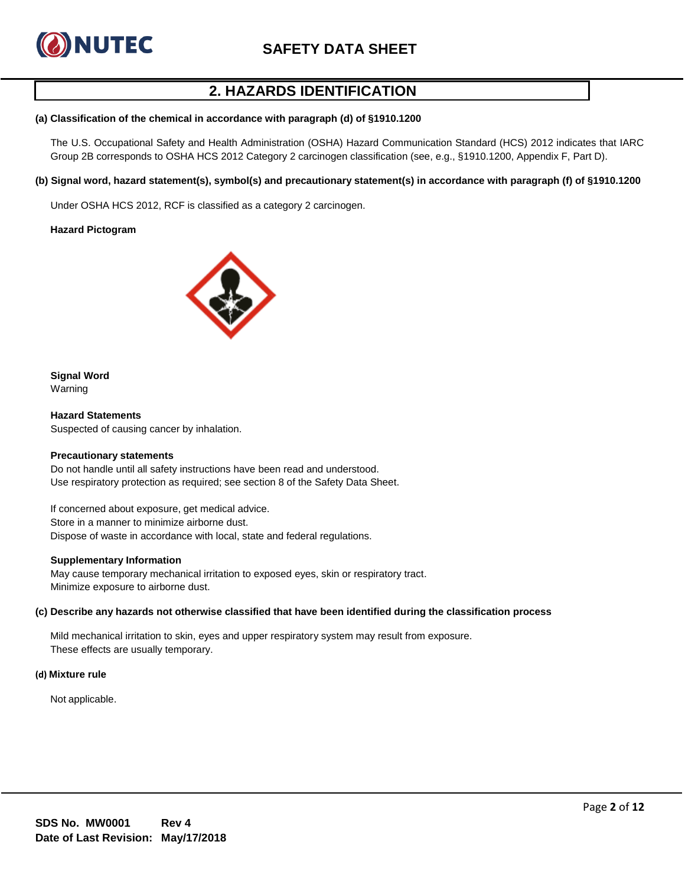## 2. HAZARDS IDENTIFICATION

**(a) Classification of the chemical in accordance with paragraph (d) of §1910.1200**

The U.S. Occupational Safety and Health Administration (OSHA) Hazard Communication Standard (HCS) 2012 indicates that IARC Group 2B corresponds to OSHA HCS 2012 Category 2 carcinogen classification (see, e.g., §1910.1200, Appendix F, Part D).

**(b) Signal word, hazard statement(s), symbol(s) and precautionary statement(s) in accordance with paragraph (f) of §1910.1200**

Under OSHA HCS 2012, RCF is classified as a category 2 carcinogen.

**Hazard Pictogram**

**Signal Word**
Warning

**Hazard Statements**
Suspected of causing cancer by inhalation.

**Precautionary statements**
Do not handle until all safety instructions have been read and understood.
Use respiratory protection as required; see section 8 of the Safety Data Sheet.

If concerned about exposure, get medical advice.
Store in a manner to minimize airborne dust.
Dispose of waste in accordance with local, state and federal regulations.

**Supplementary Information**
May cause temporary mechanical irritation to exposed eyes, skin or respiratory tract.
Minimize exposure to airborne dust.

**(c) Describe any hazards not otherwise classified that have been identified during the classification process**

Mild mechanical irritation to skin, eyes and upper respiratory system may result from exposure.
These effects are usually temporary.

**(d) Mixture rule**

Not applicable.

**SDS No. MW0001** **Rev 4**
**Date of Last Revision: May/17/2018**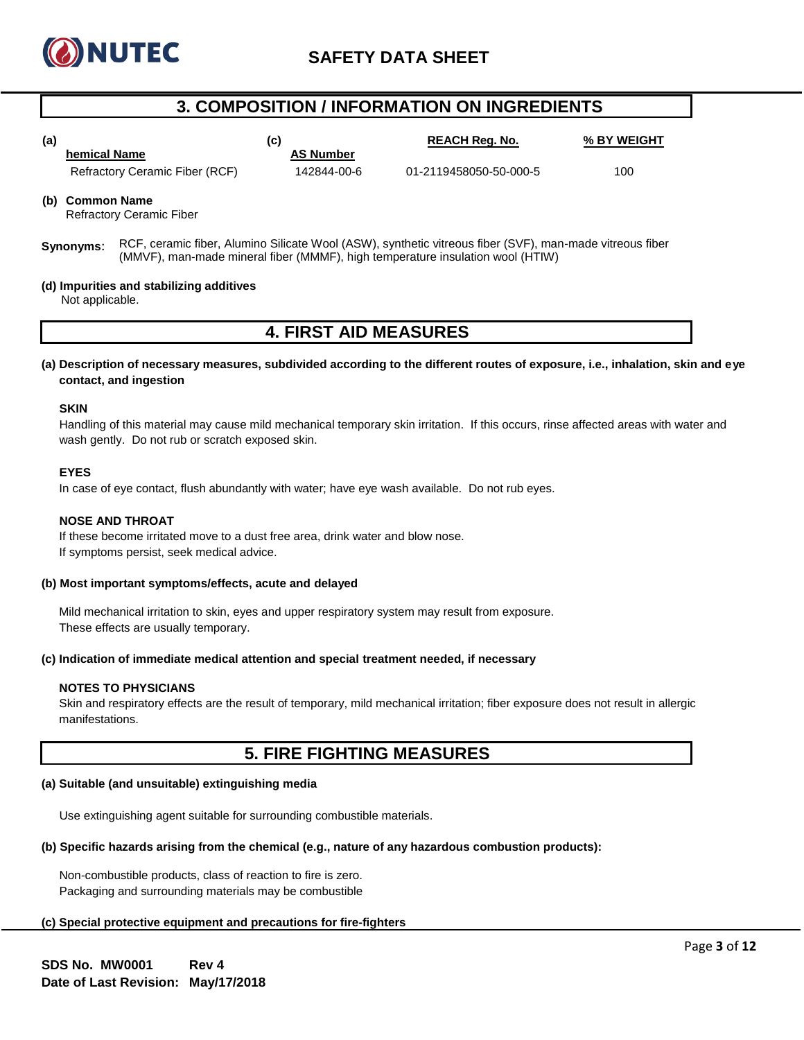## 3. COMPOSITION / INFORMATION ON INGREDIENTS

| (a) hemical Name | (c) AS Number | REACH Reg. No. | % BY WEIGHT |
|---|---|---|---|
| Refractory Ceramic Fiber (RCF) | 142844-00-6 | 01-2119458050-50-000-5 | 100 |

**(b) Common Name**
Refractory Ceramic Fiber

**Synonyms**: RCF, ceramic fiber, Alumino Silicate Wool (ASW), synthetic vitreous fiber (SVF), man-made vitreous fiber (MMVF), man-made mineral fiber (MMMF), high temperature insulation wool (HTIW)

**(d) Impurities and stabilizing additives**
Not applicable.

## 4. FIRST AID MEASURES

**(a) Description of necessary measures, subdivided according to the different routes of exposure, i.e., inhalation, skin and eye contact, and ingestion**

**SKIN**
Handling of this material may cause mild mechanical temporary skin irritation. If this occurs, rinse affected areas with water and wash gently. Do not rub or scratch exposed skin.

**EYES**
In case of eye contact, flush abundantly with water; have eye wash available. Do not rub eyes.

**NOSE AND THROAT**
If these become irritated move to a dust free area, drink water and blow nose.
If symptoms persist, seek medical advice.

**(b) Most important symptoms/effects, acute and delayed**

Mild mechanical irritation to skin, eyes and upper respiratory system may result from exposure.
These effects are usually temporary.

**(c) Indication of immediate medical attention and special treatment needed, if necessary**

**NOTES TO PHYSICIANS**
Skin and respiratory effects are the result of temporary, mild mechanical irritation; fiber exposure does not result in allergic manifestations.

## 5. FIRE FIGHTING MEASURES

**(a) Suitable (and unsuitable) extinguishing media**

Use extinguishing agent suitable for surrounding combustible materials.

**(b) Specific hazards arising from the chemical (e.g., nature of any hazardous combustion products):**

Non-combustible products, class of reaction to fire is zero.
Packaging and surrounding materials may be combustible

**(c) Special protective equipment and precautions for fire-fighters**

**SDS No. MW0001** **Rev 4**
**Date of Last Revision: May/17/2018**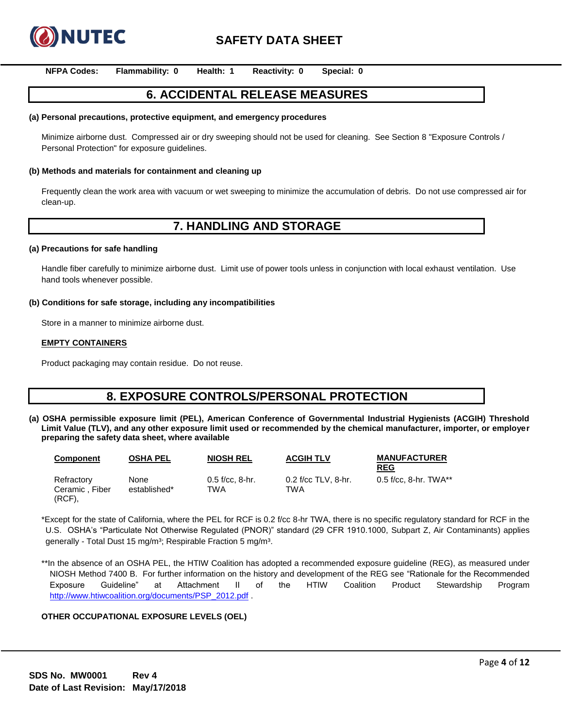**NFPA Codes:** **Flammability: 0** **Health: 1** **Reactivity: 0** **Special: 0**

## 6. ACCIDENTAL RELEASE MEASURES

**(a) Personal precautions, protective equipment, and emergency procedures**

Minimize airborne dust. Compressed air or dry sweeping should not be used for cleaning. See Section 8 "Exposure Controls / Personal Protection" for exposure guidelines.

**(b) Methods and materials for containment and cleaning up**

Frequently clean the work area with vacuum or wet sweeping to minimize the accumulation of debris. Do not use compressed air for clean-up.

## 7. HANDLING AND STORAGE

**(a) Precautions for safe handling**

Handle fiber carefully to minimize airborne dust. Limit use of power tools unless in conjunction with local exhaust ventilation. Use hand tools whenever possible.

**(b) Conditions for safe storage, including any incompatibilities**

Store in a manner to minimize airborne dust.

**EMPTY CONTAINERS**

Product packaging may contain residue. Do not reuse.

## 8. EXPOSURE CONTROLS/PERSONAL PROTECTION

**(a) OSHA permissible exposure limit (PEL), American Conference of Governmental Industrial Hygienists (ACGIH) Threshold Limit Value (TLV), and any other exposure limit used or recommended by the chemical manufacturer, importer, or employer preparing the safety data sheet, where available**

| Component | OSHA PEL | NIOSH REL | ACGIH TLV | MANUFACTURER REG |
|---|---|---|---|---|
| Refractory Ceramic , Fiber (RCF), | None established* | 0.5 f/cc, 8-hr. TWA | 0.2 f/cc TLV, 8-hr. TWA | 0.5 f/cc, 8-hr. TWA** |

*Except for the state of California, where the PEL for RCF is 0.2 f/cc 8-hr TWA, there is no specific regulatory standard for RCF in the U.S. OSHA's "Particulate Not Otherwise Regulated (PNOR)" standard (29 CFR 1910.1000, Subpart Z, Air Contaminants) applies generally - Total Dust 15 mg/m³; Respirable Fraction 5 mg/m³.

**In the absence of an OSHA PEL, the HTIW Coalition has adopted a recommended exposure guideline (REG), as measured under NIOSH Method 7400 B. For further information on the history and development of the REG see "Rationale for the Recommended Exposure Guideline" at Attachment II of the HTIW Coalition Product Stewardship Program http://www.htiwcoalition.org/documents/PSP_2012.pdf .

**OTHER OCCUPATIONAL EXPOSURE LEVELS (OEL)**

**SDS No. MW0001** **Rev 4**
**Date of Last Revision: May/17/2018**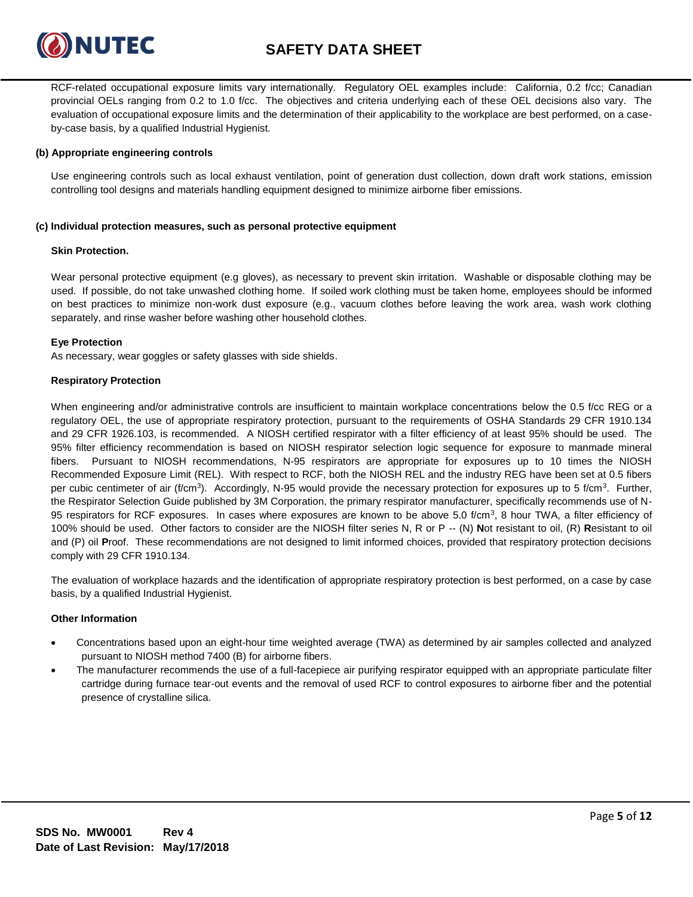RCF-related occupational exposure limits vary internationally. Regulatory OEL examples include: California, 0.2 f/cc; Canadian provincial OELs ranging from 0.2 to 1.0 f/cc. The objectives and criteria underlying each of these OEL decisions also vary. The evaluation of occupational exposure limits and the determination of their applicability to the workplace are best performed, on a case-by-case basis, by a qualified Industrial Hygienist.

**(b) Appropriate engineering controls**

Use engineering controls such as local exhaust ventilation, point of generation dust collection, down draft work stations, emission controlling tool designs and materials handling equipment designed to minimize airborne fiber emissions.

**(c) Individual protection measures, such as personal protective equipment**

**Skin Protection.**

Wear personal protective equipment (e.g gloves), as necessary to prevent skin irritation. Washable or disposable clothing may be used. If possible, do not take unwashed clothing home. If soiled work clothing must be taken home, employees should be informed on best practices to minimize non-work dust exposure (e.g., vacuum clothes before leaving the work area, wash work clothing separately, and rinse washer before washing other household clothes.

**Eye Protection**

As necessary, wear goggles or safety glasses with side shields.

**Respiratory Protection**

When engineering and/or administrative controls are insufficient to maintain workplace concentrations below the 0.5 f/cc REG or a regulatory OEL, the use of appropriate respiratory protection, pursuant to the requirements of OSHA Standards 29 CFR 1910.134 and 29 CFR 1926.103, is recommended. A NIOSH certified respirator with a filter efficiency of at least 95% should be used. The 95% filter efficiency recommendation is based on NIOSH respirator selection logic sequence for exposure to manmade mineral fibers. Pursuant to NIOSH recommendations, N-95 respirators are appropriate for exposures up to 10 times the NIOSH Recommended Exposure Limit (REL). With respect to RCF, both the NIOSH REL and the industry REG have been set at 0.5 fibers per cubic centimeter of air (f/cm$^3$). Accordingly, N-95 would provide the necessary protection for exposures up to 5 f/cm$^3$. Further, the Respirator Selection Guide published by 3M Corporation, the primary respirator manufacturer, specifically recommends use of N-95 respirators for RCF exposures. In cases where exposures are known to be above 5.0 f/cm$^3$, 8 hour TWA, a filter efficiency of 100% should be used. Other factors to consider are the NIOSH filter series N, R or P -- (N) **N**ot resistant to oil, (R) **R**esistant to oil and (P) oil **P**roof. These recommendations are not designed to limit informed choices, provided that respiratory protection decisions comply with 29 CFR 1910.134.

The evaluation of workplace hazards and the identification of appropriate respiratory protection is best performed, on a case by case basis, by a qualified Industrial Hygienist.

**Other Information**

- Concentrations based upon an eight-hour time weighted average (TWA) as determined by air samples collected and analyzed pursuant to NIOSH method 7400 (B) for airborne fibers.
- The manufacturer recommends the use of a full-facepiece air purifying respirator equipped with an appropriate particulate filter cartridge during furnace tear-out events and the removal of used RCF to control exposures to airborne fiber and the potential presence of crystalline silica.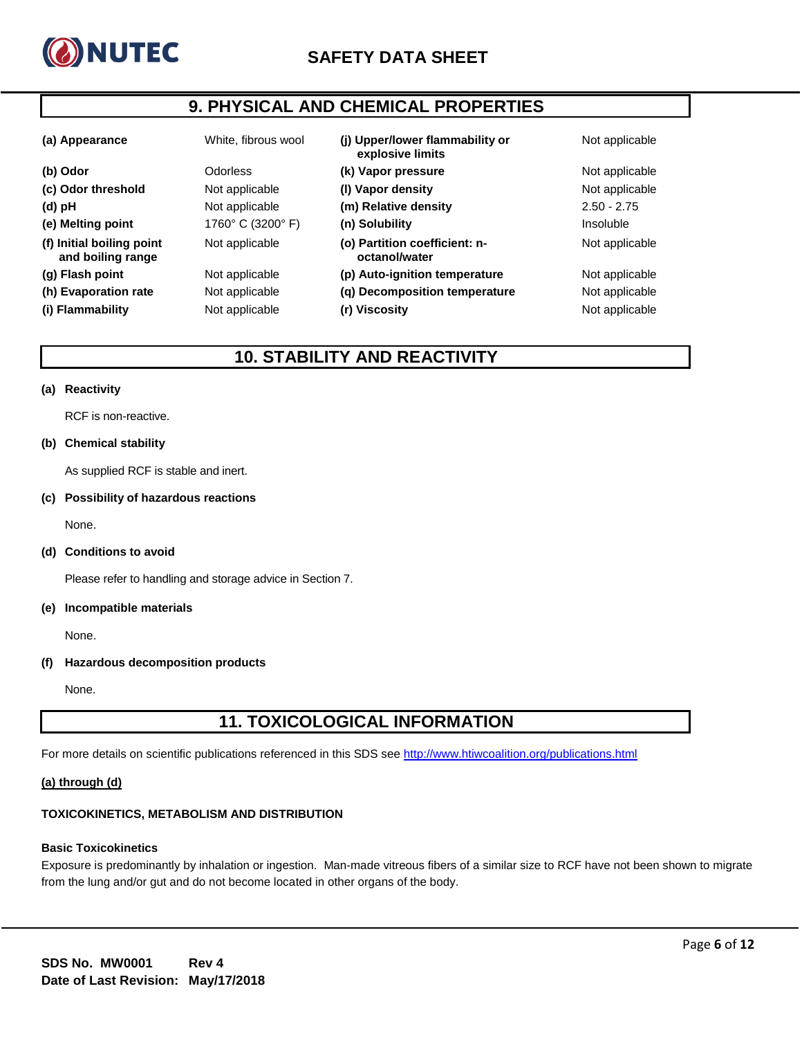## 9. PHYSICAL AND CHEMICAL PROPERTIES

| Property | Value | Property | Value |
|---|---|---|---|
| **(a) Appearance** | White, fibrous wool | **(j) Upper/lower flammability or explosive limits** | Not applicable |
| **(b) Odor** | Odorless | **(k) Vapor pressure** | Not applicable |
| **(c) Odor threshold** | Not applicable | **(l) Vapor density** | Not applicable |
| **(d) pH** | Not applicable | **(m) Relative density** | 2.50 - 2.75 |
| **(e) Melting point** | 1760° C (3200° F) | **(n) Solubility** | Insoluble |
| **(f) Initial boiling point and boiling range** | Not applicable | **(o) Partition coefficient: n-octanol/water** | Not applicable |
| **(g) Flash point** | Not applicable | **(p) Auto-ignition temperature** | Not applicable |
| **(h) Evaporation rate** | Not applicable | **(q) Decomposition temperature** | Not applicable |
| **(i) Flammability** | Not applicable | **(r) Viscosity** | Not applicable |

## 10. STABILITY AND REACTIVITY

**(a) Reactivity**

RCF is non-reactive.

**(b) Chemical stability**

As supplied RCF is stable and inert.

**(c) Possibility of hazardous reactions**

None.

**(d) Conditions to avoid**

Please refer to handling and storage advice in Section 7.

**(e) Incompatible materials**

None.

**(f) Hazardous decomposition products**

None.

## 11. TOXICOLOGICAL INFORMATION

For more details on scientific publications referenced in this SDS see http://www.htiwcoalition.org/publications.html

**(a) through (d)**

**TOXICOKINETICS, METABOLISM AND DISTRIBUTION**

**Basic Toxicokinetics**

Exposure is predominantly by inhalation or ingestion. Man-made vitreous fibers of a similar size to RCF have not been shown to migrate from the lung and/or gut and do not become located in other organs of the body.

**SDS No. MW0001 Rev 4**
**Date of Last Revision: May/17/2018**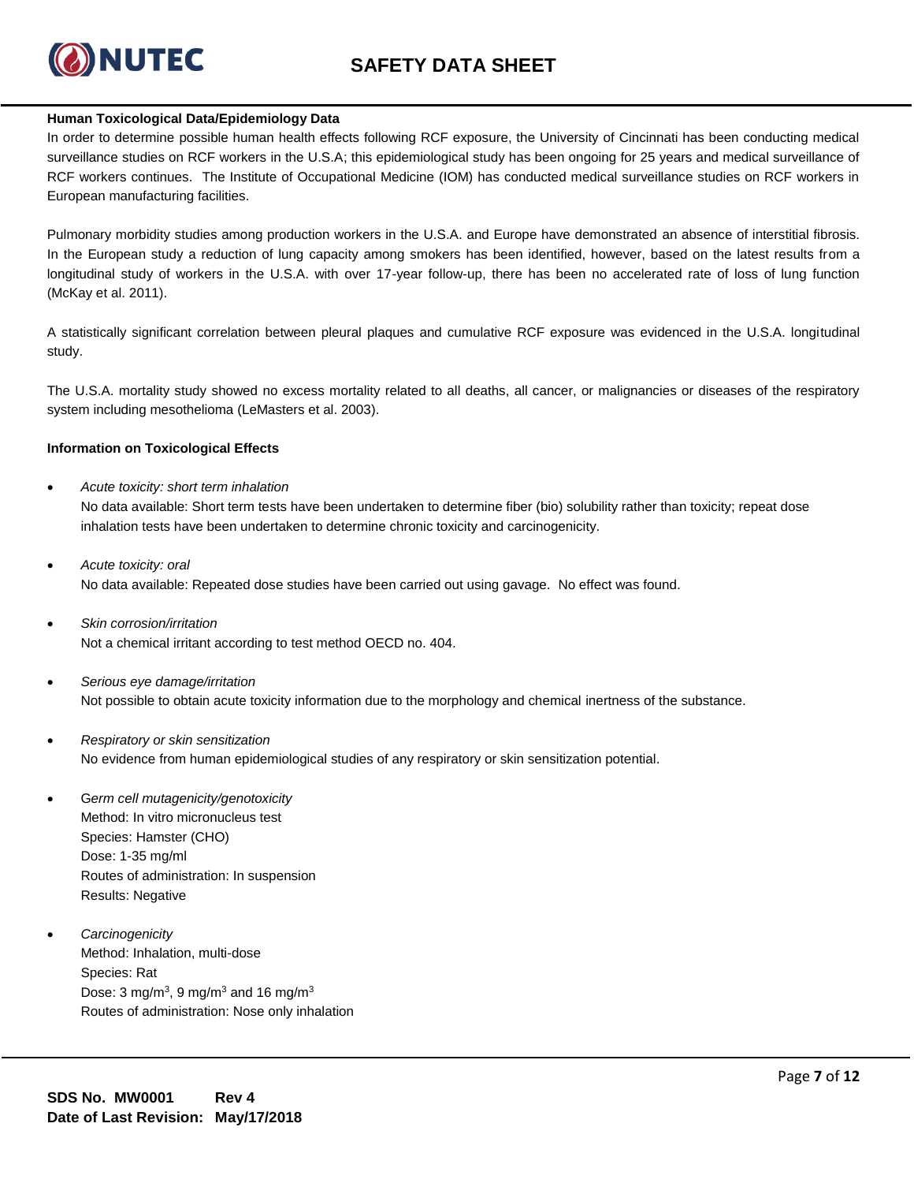**Human Toxicological Data/Epidemiology Data**

In order to determine possible human health effects following RCF exposure, the University of Cincinnati has been conducting medical surveillance studies on RCF workers in the U.S.A; this epidemiological study has been ongoing for 25 years and medical surveillance of RCF workers continues. The Institute of Occupational Medicine (IOM) has conducted medical surveillance studies on RCF workers in European manufacturing facilities.

Pulmonary morbidity studies among production workers in the U.S.A. and Europe have demonstrated an absence of interstitial fibrosis. In the European study a reduction of lung capacity among smokers has been identified, however, based on the latest results from a longitudinal study of workers in the U.S.A. with over 17-year follow-up, there has been no accelerated rate of loss of lung function (McKay et al. 2011).

A statistically significant correlation between pleural plaques and cumulative RCF exposure was evidenced in the U.S.A. longitudinal study.

The U.S.A. mortality study showed no excess mortality related to all deaths, all cancer, or malignancies or diseases of the respiratory system including mesothelioma (LeMasters et al. 2003).

**Information on Toxicological Effects**

- *Acute toxicity: short term inhalation*
  No data available: Short term tests have been undertaken to determine fiber (bio) solubility rather than toxicity; repeat dose inhalation tests have been undertaken to determine chronic toxicity and carcinogenicity.

- *Acute toxicity: oral*
  No data available: Repeated dose studies have been carried out using gavage. No effect was found.

- *Skin corrosion/irritation*
  Not a chemical irritant according to test method OECD no. 404.

- *Serious eye damage/irritation*
  Not possible to obtain acute toxicity information due to the morphology and chemical inertness of the substance.

- *Respiratory or skin sensitization*
  No evidence from human epidemiological studies of any respiratory or skin sensitization potential.

- *Germ cell mutagenicity/genotoxicity*
  Method: In vitro micronucleus test
  Species: Hamster (CHO)
  Dose: 1-35 mg/ml
  Routes of administration: In suspension
  Results: Negative

- *Carcinogenicity*
  Method: Inhalation, multi-dose
  Species: Rat
  Dose: 3 mg/m$^3$, 9 mg/m$^3$ and 16 mg/m$^3$
  Routes of administration: Nose only inhalation

**SDS No. MW0001 Rev 4**
**Date of Last Revision: May/17/2018**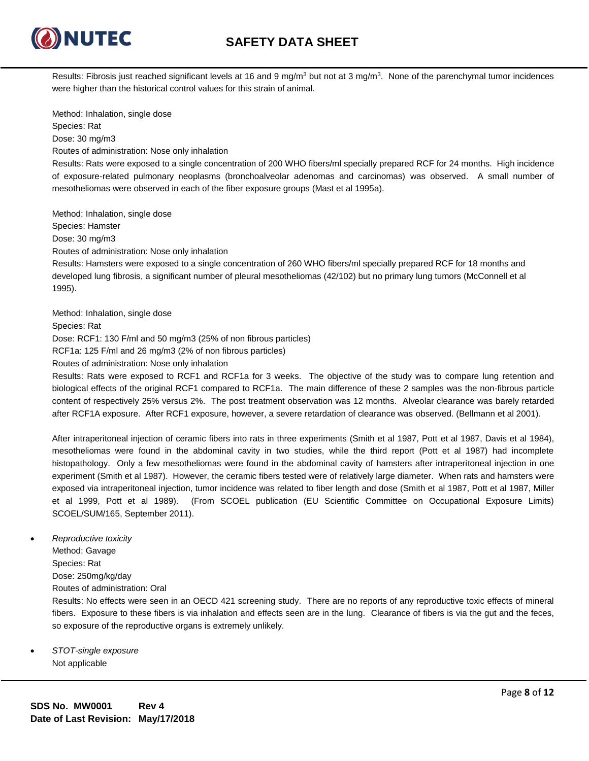Results: Fibrosis just reached significant levels at 16 and 9 mg/m$^3$ but not at 3 mg/m$^3$. None of the parenchymal tumor incidences were higher than the historical control values for this strain of animal.

Method: Inhalation, single dose
Species: Rat
Dose: 30 mg/m3
Routes of administration: Nose only inhalation
Results: Rats were exposed to a single concentration of 200 WHO fibers/ml specially prepared RCF for 24 months. High incidence of exposure-related pulmonary neoplasms (bronchoalveolar adenomas and carcinomas) was observed. A small number of mesotheliomas were observed in each of the fiber exposure groups (Mast et al 1995a).

Method: Inhalation, single dose
Species: Hamster
Dose: 30 mg/m3
Routes of administration: Nose only inhalation
Results: Hamsters were exposed to a single concentration of 260 WHO fibers/ml specially prepared RCF for 18 months and developed lung fibrosis, a significant number of pleural mesotheliomas (42/102) but no primary lung tumors (McConnell et al 1995).

Method: Inhalation, single dose
Species: Rat
Dose: RCF1: 130 F/ml and 50 mg/m3 (25% of non fibrous particles)
RCF1a: 125 F/ml and 26 mg/m3 (2% of non fibrous particles)
Routes of administration: Nose only inhalation
Results: Rats were exposed to RCF1 and RCF1a for 3 weeks. The objective of the study was to compare lung retention and biological effects of the original RCF1 compared to RCF1a. The main difference of these 2 samples was the non-fibrous particle content of respectively 25% versus 2%. The post treatment observation was 12 months. Alveolar clearance was barely retarded after RCF1A exposure. After RCF1 exposure, however, a severe retardation of clearance was observed. (Bellmann et al 2001).

After intraperitoneal injection of ceramic fibers into rats in three experiments (Smith et al 1987, Pott et al 1987, Davis et al 1984), mesotheliomas were found in the abdominal cavity in two studies, while the third report (Pott et al 1987) had incomplete histopathology. Only a few mesotheliomas were found in the abdominal cavity of hamsters after intraperitoneal injection in one experiment (Smith et al 1987). However, the ceramic fibers tested were of relatively large diameter. When rats and hamsters were exposed via intraperitoneal injection, tumor incidence was related to fiber length and dose (Smith et al 1987, Pott et al 1987, Miller et al 1999, Pott et al 1989). (From SCOEL publication (EU Scientific Committee on Occupational Exposure Limits) SCOEL/SUM/165, September 2011).

- *Reproductive toxicity*
  Method: Gavage
  Species: Rat
  Dose: 250mg/kg/day
  Routes of administration: Oral
  Results: No effects were seen in an OECD 421 screening study. There are no reports of any reproductive toxic effects of mineral fibers. Exposure to these fibers is via inhalation and effects seen are in the lung. Clearance of fibers is via the gut and the feces, so exposure of the reproductive organs is extremely unlikely.

- *STOT-single exposure*
  Not applicable

**SDS No. MW0001 Rev 4**
**Date of Last Revision: May/17/2018**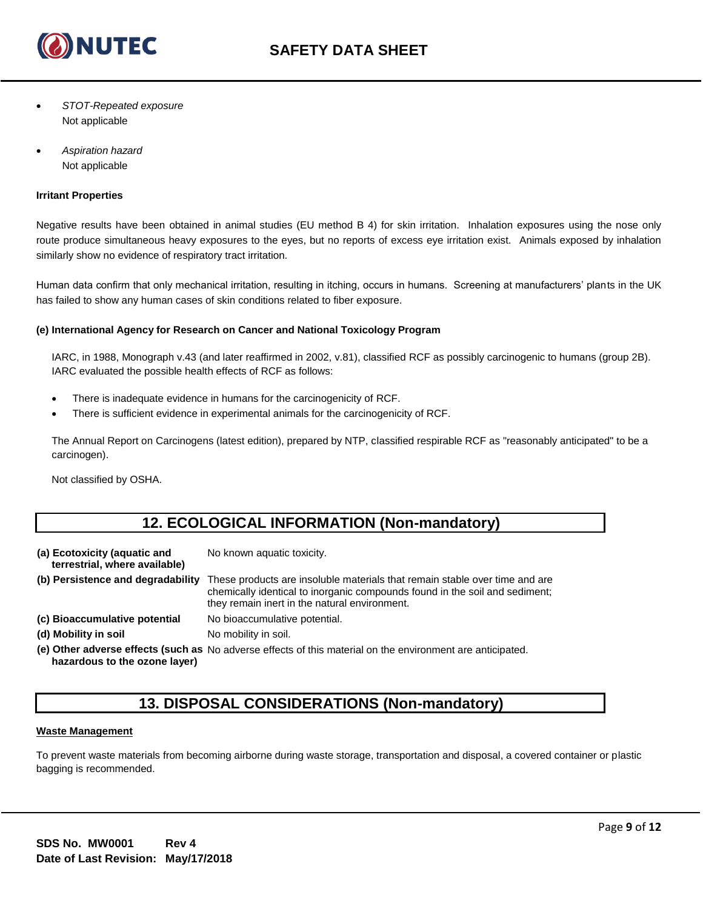- *STOT-Repeated exposure*
  Not applicable

- *Aspiration hazard*
  Not applicable

**Irritant Properties**

Negative results have been obtained in animal studies (EU method B 4) for skin irritation. Inhalation exposures using the nose only route produce simultaneous heavy exposures to the eyes, but no reports of excess eye irritation exist. Animals exposed by inhalation similarly show no evidence of respiratory tract irritation.

Human data confirm that only mechanical irritation, resulting in itching, occurs in humans. Screening at manufacturers' plants in the UK has failed to show any human cases of skin conditions related to fiber exposure.

**(e) International Agency for Research on Cancer and National Toxicology Program**

IARC, in 1988, Monograph v.43 (and later reaffirmed in 2002, v.81), classified RCF as possibly carcinogenic to humans (group 2B). IARC evaluated the possible health effects of RCF as follows:

- There is inadequate evidence in humans for the carcinogenicity of RCF.
- There is sufficient evidence in experimental animals for the carcinogenicity of RCF.

The Annual Report on Carcinogens (latest edition), prepared by NTP, classified respirable RCF as "reasonably anticipated" to be a carcinogen).

Not classified by OSHA.

## 12. ECOLOGICAL INFORMATION (Non-mandatory)

| | |
|---|---|
| **(a) Ecotoxicity (aquatic and terrestrial, where available)** | No known aquatic toxicity. |
| **(b) Persistence and degradability** | These products are insoluble materials that remain stable over time and are chemically identical to inorganic compounds found in the soil and sediment; they remain inert in the natural environment. |
| **(c) Bioaccumulative potential** | No bioaccumulative potential. |
| **(d) Mobility in soil** | No mobility in soil. |
| **(e) Other adverse effects (such as hazardous to the ozone layer)** | No adverse effects of this material on the environment are anticipated. |

## 13. DISPOSAL CONSIDERATIONS (Non-mandatory)

**Waste Management**

To prevent waste materials from becoming airborne during waste storage, transportation and disposal, a covered container or plastic bagging is recommended.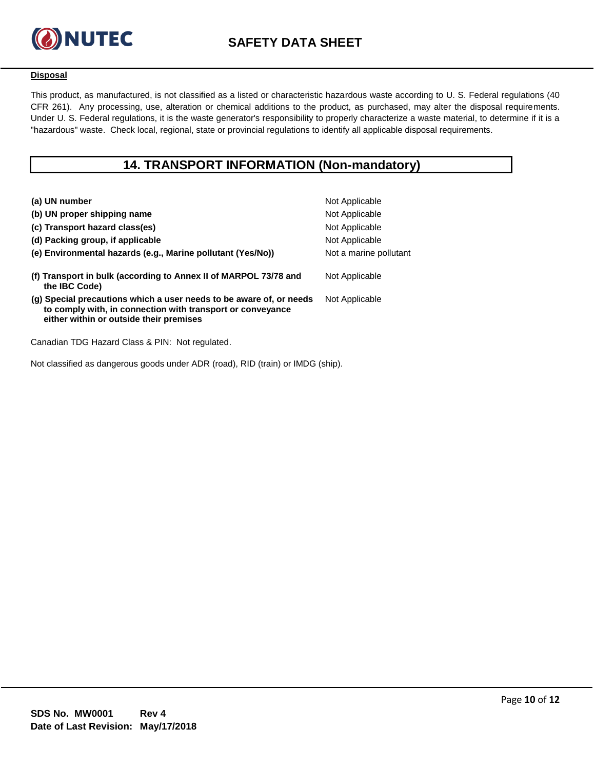**Disposal**

This product, as manufactured, is not classified as a listed or characteristic hazardous waste according to U. S. Federal regulations (40 CFR 261). Any processing, use, alteration or chemical additions to the product, as purchased, may alter the disposal requirements. Under U. S. Federal regulations, it is the waste generator's responsibility to properly characterize a waste material, to determine if it is a "hazardous" waste. Check local, regional, state or provincial regulations to identify all applicable disposal requirements.

## 14. TRANSPORT INFORMATION (Non-mandatory)

| | |
|---|---|
| **(a) UN number** | Not Applicable |
| **(b) UN proper shipping name** | Not Applicable |
| **(c) Transport hazard class(es)** | Not Applicable |
| **(d) Packing group, if applicable** | Not Applicable |
| **(e) Environmental hazards (e.g., Marine pollutant (Yes/No))** | Not a marine pollutant |
| **(f) Transport in bulk (according to Annex II of MARPOL 73/78 and the IBC Code)** | Not Applicable |
| **(g) Special precautions which a user needs to be aware of, or needs to comply with, in connection with transport or conveyance either within or outside their premises** | Not Applicable |

Canadian TDG Hazard Class & PIN: Not regulated.

Not classified as dangerous goods under ADR (road), RID (train) or IMDG (ship).

**SDS No. MW0001 Rev 4**
**Date of Last Revision: May/17/2018**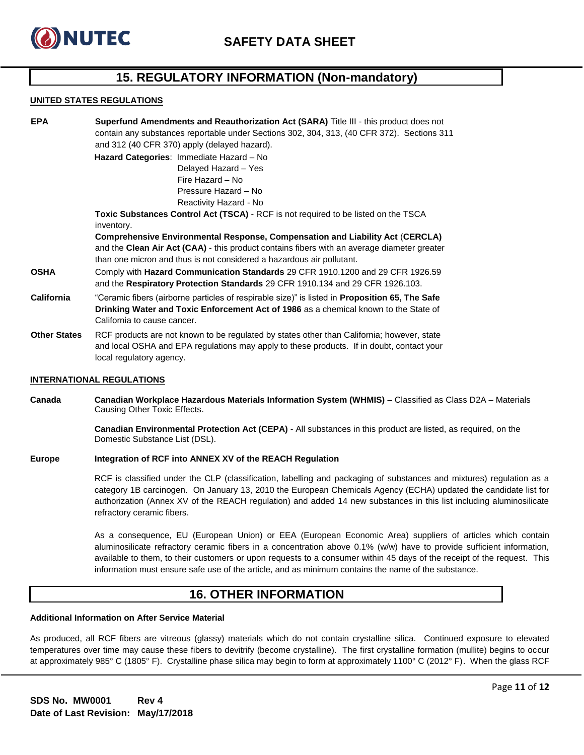## 15. REGULATORY INFORMATION (Non-mandatory)

**UNITED STATES REGULATIONS**

**EPA** — **Superfund Amendments and Reauthorization Act (SARA)** Title III - this product does not contain any substances reportable under Sections 302, 304, 313, (40 CFR 372). Sections 311 and 312 (40 CFR 370) apply (delayed hazard).

**Hazard Categories**: Immediate Hazard – No
Delayed Hazard – Yes
Fire Hazard – No
Pressure Hazard – No
Reactivity Hazard - No

**Toxic Substances Control Act (TSCA)** - RCF is not required to be listed on the TSCA inventory.

**Comprehensive Environmental Response, Compensation and Liability Act (CERCLA)** and the **Clean Air Act (CAA)** - this product contains fibers with an average diameter greater than one micron and thus is not considered a hazardous air pollutant.

**OSHA** — Comply with **Hazard Communication Standards** 29 CFR 1910.1200 and 29 CFR 1926.59 and the **Respiratory Protection Standards** 29 CFR 1910.134 and 29 CFR 1926.103.

**California** — "Ceramic fibers (airborne particles of respirable size)" is listed in **Proposition 65, The Safe Drinking Water and Toxic Enforcement Act of 1986** as a chemical known to the State of California to cause cancer.

**Other States** — RCF products are not known to be regulated by states other than California; however, state and local OSHA and EPA regulations may apply to these products. If in doubt, contact your local regulatory agency.

**INTERNATIONAL REGULATIONS**

**Canada** — **Canadian Workplace Hazardous Materials Information System (WHMIS)** – Classified as Class D2A – Materials Causing Other Toxic Effects.

**Canadian Environmental Protection Act (CEPA)** - All substances in this product are listed, as required, on the Domestic Substance List (DSL).

**Europe** — **Integration of RCF into ANNEX XV of the REACH Regulation**

RCF is classified under the CLP (classification, labelling and packaging of substances and mixtures) regulation as a category 1B carcinogen. On January 13, 2010 the European Chemicals Agency (ECHA) updated the candidate list for authorization (Annex XV of the REACH regulation) and added 14 new substances in this list including aluminosilicate refractory ceramic fibers.

As a consequence, EU (European Union) or EEA (European Economic Area) suppliers of articles which contain aluminosilicate refractory ceramic fibers in a concentration above 0.1% (w/w) have to provide sufficient information, available to them, to their customers or upon requests to a consumer within 45 days of the receipt of the request. This information must ensure safe use of the article, and as minimum contains the name of the substance.

## 16. OTHER INFORMATION

**Additional Information on After Service Material**

As produced, all RCF fibers are vitreous (glassy) materials which do not contain crystalline silica. Continued exposure to elevated temperatures over time may cause these fibers to devitrify (become crystalline). The first crystalline formation (mullite) begins to occur at approximately 985° C (1805° F). Crystalline phase silica may begin to form at approximately 1100° C (2012° F). When the glass RCF

**SDS No. MW0001** **Rev 4**
**Date of Last Revision: May/17/2018**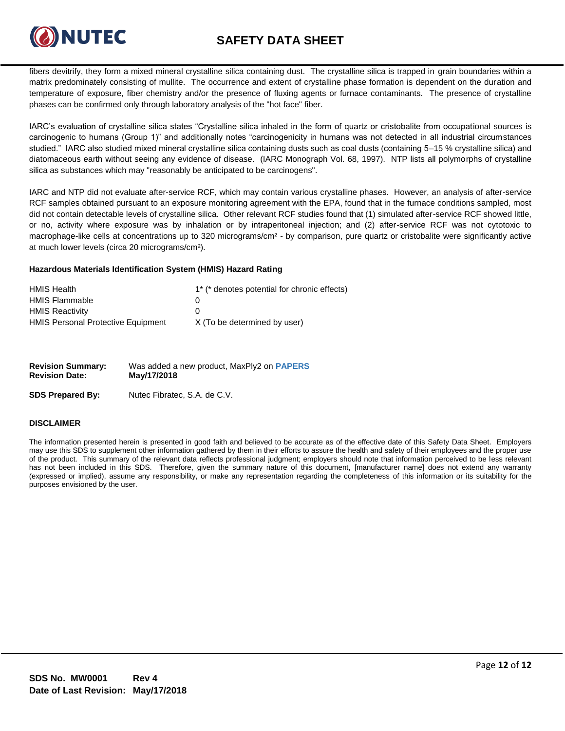fibers devitrify, they form a mixed mineral crystalline silica containing dust. The crystalline silica is trapped in grain boundaries within a matrix predominately consisting of mullite. The occurrence and extent of crystalline phase formation is dependent on the duration and temperature of exposure, fiber chemistry and/or the presence of fluxing agents or furnace contaminants. The presence of crystalline phases can be confirmed only through laboratory analysis of the "hot face" fiber.

IARC's evaluation of crystalline silica states "Crystalline silica inhaled in the form of quartz or cristobalite from occupational sources is carcinogenic to humans (Group 1)" and additionally notes "carcinogenicity in humans was not detected in all industrial circumstances studied." IARC also studied mixed mineral crystalline silica containing dusts such as coal dusts (containing 5–15 % crystalline silica) and diatomaceous earth without seeing any evidence of disease. (IARC Monograph Vol. 68, 1997). NTP lists all polymorphs of crystalline silica as substances which may "reasonably be anticipated to be carcinogens".

IARC and NTP did not evaluate after-service RCF, which may contain various crystalline phases. However, an analysis of after-service RCF samples obtained pursuant to an exposure monitoring agreement with the EPA, found that in the furnace conditions sampled, most did not contain detectable levels of crystalline silica. Other relevant RCF studies found that (1) simulated after-service RCF showed little, or no, activity where exposure was by inhalation or by intraperitoneal injection; and (2) after-service RCF was not cytotoxic to macrophage-like cells at concentrations up to 320 micrograms/cm² - by comparison, pure quartz or cristobalite were significantly active at much lower levels (circa 20 micrograms/cm²).

**Hazardous Materials Identification System (HMIS) Hazard Rating**

| | |
|---|---|
| HMIS Health | 1* (* denotes potential for chronic effects) |
| HMIS Flammable | 0 |
| HMIS Reactivity | 0 |
| HMIS Personal Protective Equipment | X (To be determined by user) |

**Revision Summary:** Was added a new product, MaxPly2 on **PAPERS**
**Revision Date:** **May/17/2018**

**SDS Prepared By:** Nutec Fibratec, S.A. de C.V.

**DISCLAIMER**

The information presented herein is presented in good faith and believed to be accurate as of the effective date of this Safety Data Sheet. Employers may use this SDS to supplement other information gathered by them in their efforts to assure the health and safety of their employees and the proper use of the product. This summary of the relevant data reflects professional judgment; employers should note that information perceived to be less relevant has not been included in this SDS. Therefore, given the summary nature of this document, [manufacturer name] does not extend any warranty (expressed or implied), assume any responsibility, or make any representation regarding the completeness of this information or its suitability for the purposes envisioned by the user.